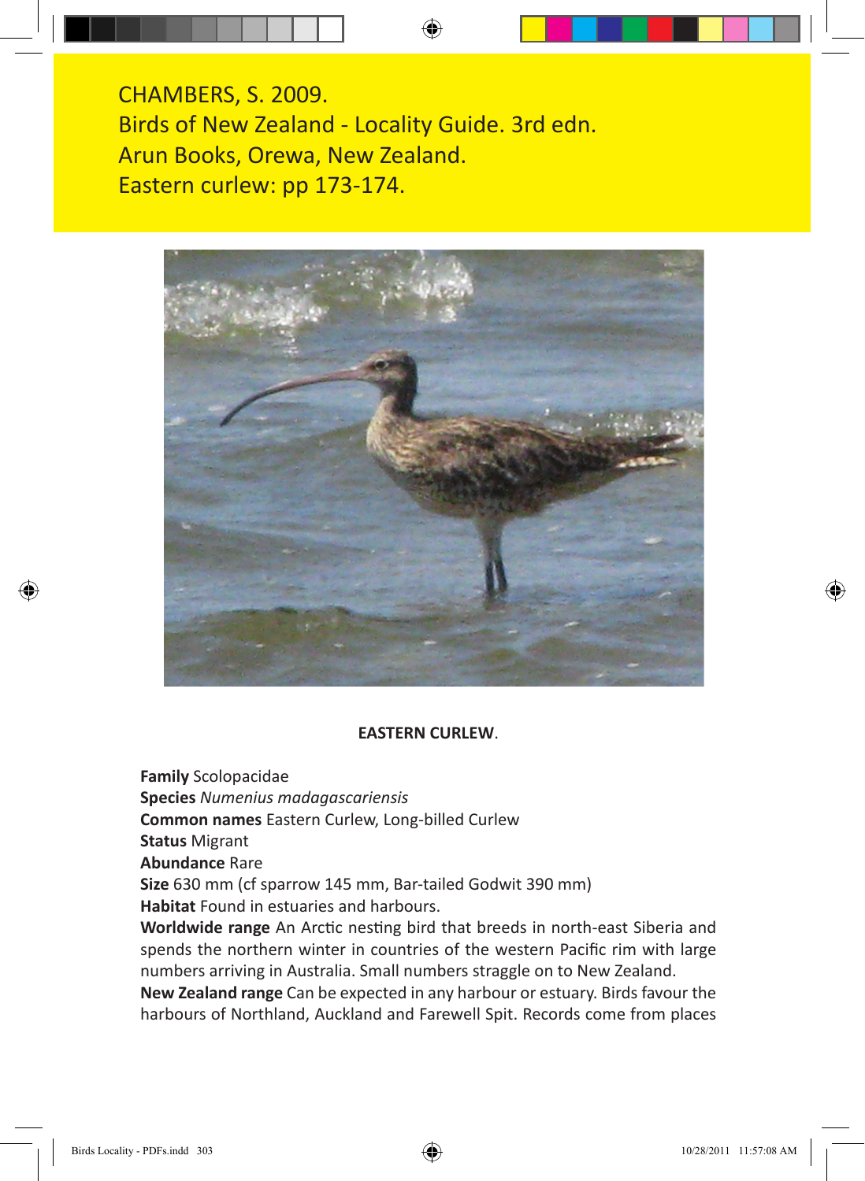CHAMBERS, S. 2009.
Birds of New Zealand - Locality Guide. 3rd edn.
Arun Books, Orewa, New Zealand.
Eastern curlew: pp 173-174.

**EASTERN CURLEW**.

**Family** Scolopacidae
**Species** *Numenius madagascariensis*
**Common names** Eastern Curlew, Long-billed Curlew
**Status** Migrant
**Abundance** Rare
**Size** 630 mm (cf sparrow 145 mm, Bar-tailed Godwit 390 mm)
**Habitat** Found in estuaries and harbours.
**Worldwide range** An Arctic nesting bird that breeds in north-east Siberia and spends the northern winter in countries of the western Pacific rim with large numbers arriving in Australia. Small numbers straggle on to New Zealand.
**New Zealand range** Can be expected in any harbour or estuary. Birds favour the harbours of Northland, Auckland and Farewell Spit. Records come from places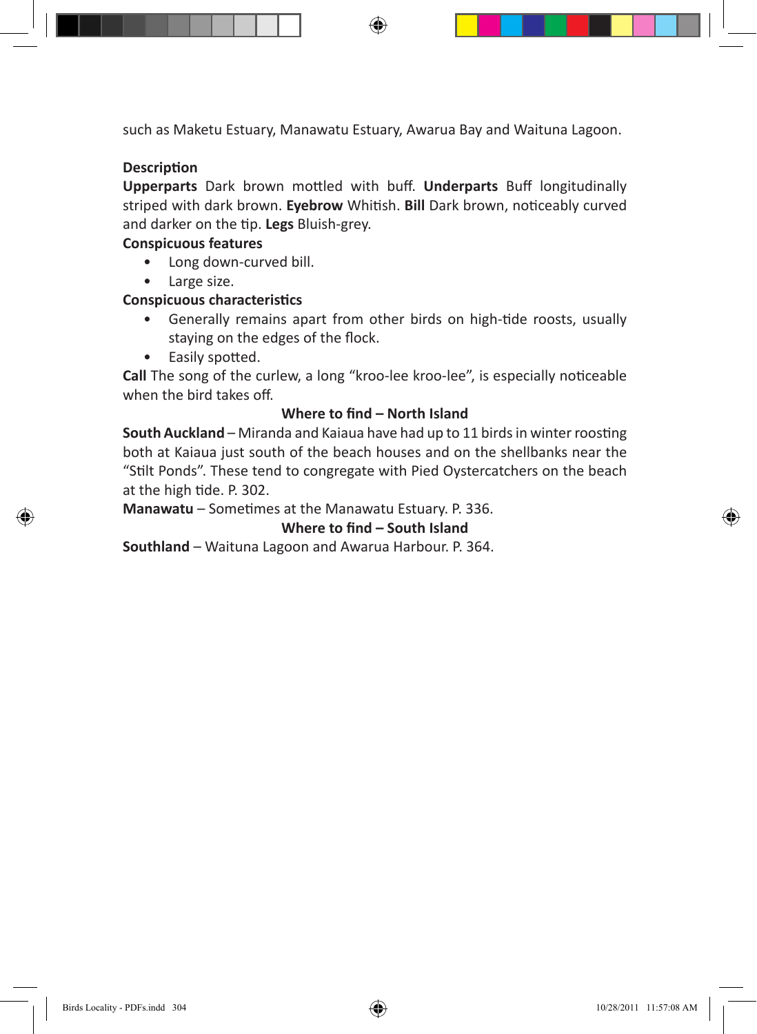such as Maketu Estuary, Manawatu Estuary, Awarua Bay and Waituna Lagoon.

**Description**

**Upperparts** Dark brown mottled with buff. **Underparts** Buff longitudinally striped with dark brown. **Eyebrow** Whitish. **Bill** Dark brown, noticeably curved and darker on the tip. **Legs** Bluish-grey.

**Conspicuous features**

- Long down-curved bill.
- Large size.

**Conspicuous characteristics**

- Generally remains apart from other birds on high-tide roosts, usually staying on the edges of the flock.
- Easily spotted.

**Call** The song of the curlew, a long "kroo-lee kroo-lee", is especially noticeable when the bird takes off.

**Where to find – North Island**

**South Auckland** – Miranda and Kaiaua have had up to 11 birds in winter roosting both at Kaiaua just south of the beach houses and on the shellbanks near the "Stilt Ponds". These tend to congregate with Pied Oystercatchers on the beach at the high tide. P. 302.

**Manawatu** – Sometimes at the Manawatu Estuary. P. 336.

**Where to find – South Island**

**Southland** – Waituna Lagoon and Awarua Harbour. P. 364.